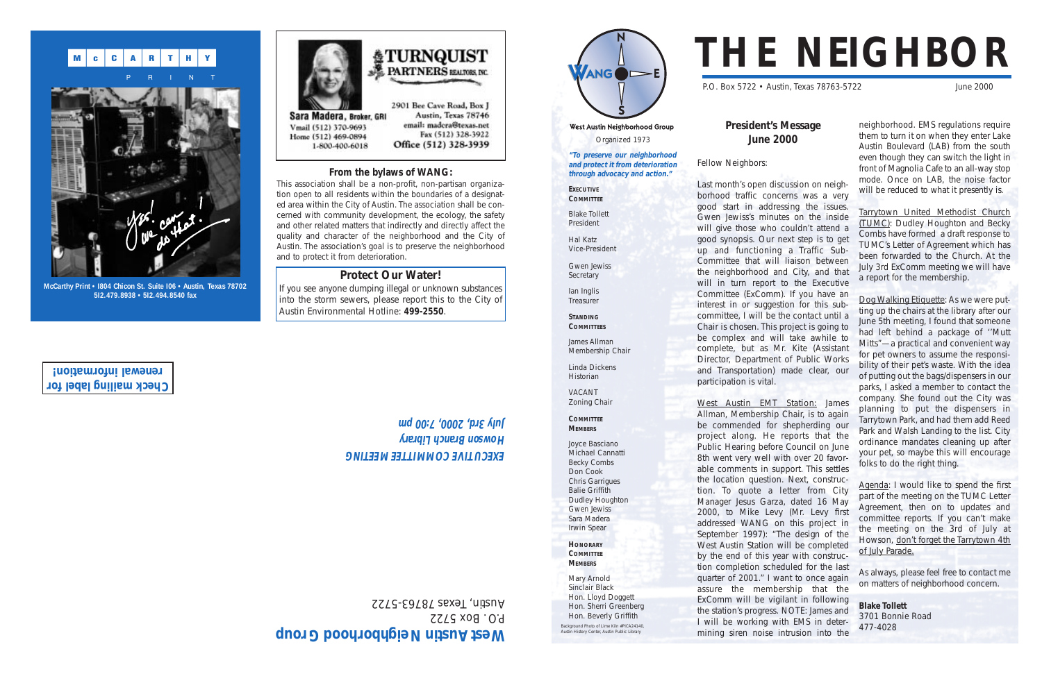# THE NEIGHBOR

P.O. Box 5722 • Austin, Texas 78763-5722

June 2000

**West Austin Neighborhood Group**

Organized 1973

***"To preserve our neighborhood and protect it from deterioration through advocacy and action."***

**EXECUTIVE COMMITTEE**

Blake Tollett
President

Hal Katz
Vice-President

Gwen Jewiss
Secretary

Ian Inglis
Treasurer

**STANDING COMMITTEES**

James Allman
Membership Chair

Linda Dickens
Historian

VACANT
Zoning Chair

**COMMITTEE MEMBERS**

Joyce Basciano
Michael Cannatti
Becky Combs
Don Cook
Chris Garrigues
Balie Griffith
Dudley Houghton
Gwen Jewiss
Sara Madera
Irwin Spear

**HONORARY COMMITTEE MEMBERS**

Mary Arnold
Sinclair Black
Hon. Lloyd Doggett
Hon. Sherri Greenberg
Hon. Beverly Griffith

Background Photo of Lime Kiln #PICA24140, Austin History Center, Austin Public Library

## President's Message
## June 2000

Fellow Neighbors:

Last month's open discussion on neighborhood traffic concerns was a very good start in addressing the issues. Gwen Jewiss's minutes on the inside will give those who couldn't attend a good synopsis. Our next step is to get up and functioning a Traffic Sub-Committee that will liaison between the neighborhood and City, and that will in turn report to the Executive Committee (ExComm). If you have an interest in or suggestion for this sub-committee, I will be the contact until a Chair is chosen. This project is going to be complex and will take awhile to complete, but as Mr. Kite (Assistant Director, Department of Public Works and Transportation) made clear, our participation is vital.

West Austin EMT Station: James Allman, Membership Chair, is to again be commended for shepherding our project along. He reports that the Public Hearing before Council on June 8th went very well with over 20 favorable comments in support. This settles the location question. Next, construction. To quote a letter from City Manager Jesus Garza, dated 16 May 2000, to Mike Levy (Mr. Levy first addressed WANG on this project in September 1997): "The design of the West Austin Station will be completed by the end of this year with construction completion scheduled for the last quarter of 2001." I want to once again assure the membership that the ExComm will be vigilant in following the station's progress. NOTE: James and I will be working with EMS in determining siren noise intrusion into the neighborhood. EMS regulations require them to turn it on when they enter Lake Austin Boulevard (LAB) from the south even though they can switch the light in front of Magnolia Cafe to an all-way stop mode. Once on LAB, the noise factor will be reduced to what it presently is.

Tarrytown United Methodist Church (TUMC): Dudley Houghton and Becky Combs have formed a draft response to TUMC's Letter of Agreement which has been forwarded to the Church. At the July 3rd ExComm meeting we will have a report for the membership.

Dog Walking Etiquette: As we were putting up the chairs at the library after our June 5th meeting, I found that someone had left behind a package of "Mutt Mitts"—a practical and convenient way for pet owners to assume the responsibility of their pet's waste. With the idea of putting out the bags/dispensers in our parks, I asked a member to contact the company. She found out the City was planning to put the dispensers in Tarrytown Park, and had them add Reed Park and Walsh Landing to the list. City ordinance mandates cleaning up after your pet, so maybe this will encourage folks to do the right thing.

Agenda: I would like to spend the first part of the meeting on the TUMC Letter Agreement, then on to updates and committee reports. If you can't make the meeting on the 3rd of July at Howson, don't forget the Tarrytown 4th of July Parade.

As always, please feel free to contact me on matters of neighborhood concern.

**Blake Tollett**
3701 Bonnie Road
477-4028

---

M c C A R T H Y
P R I N T

Yes! We can do that!

**McCarthy Print • 1804 Chicon St. Suite 106 • Austin, Texas 78702**
**512.479.8938 • 512.494.8540 fax**

---

**TURNQUIST PARTNERS** REALTORS, INC.

**Sara Madera**, Broker, GRI
Vmail (512) 370-9693
Home (512) 469-0894
1-800-400-6018

2901 Bee Cave Road, Box J
Austin, Texas 78746
email: madera@texas.net
Fax (512) 328-3922
Office (512) 328-3939

### From the bylaws of WANG:

This association shall be a non-profit, non-partisan organization open to all residents within the boundaries of a designated area within the City of Austin. The association shall be concerned with community development, the ecology, the safety and other related matters that indirectly and directly affect the quality and character of the neighborhood and the City of Austin. The association's goal is to preserve the neighborhood and to protect it from deterioration.

### Protect Our Water!

If you see anyone dumping illegal or unknown substances into the storm sewers, please report this to the City of Austin Environmental Hotline: **499-2550**.

---

**Check mailing label for renewal information!**

***EXECUTIVE COMMITTEE MEETING***
***Howson Branch Library***
***July 3rd, 2000, 7:00 pm***

**West Austin Neighborhood Group**
P.O. Box 5722
Austin, Texas 78763-5722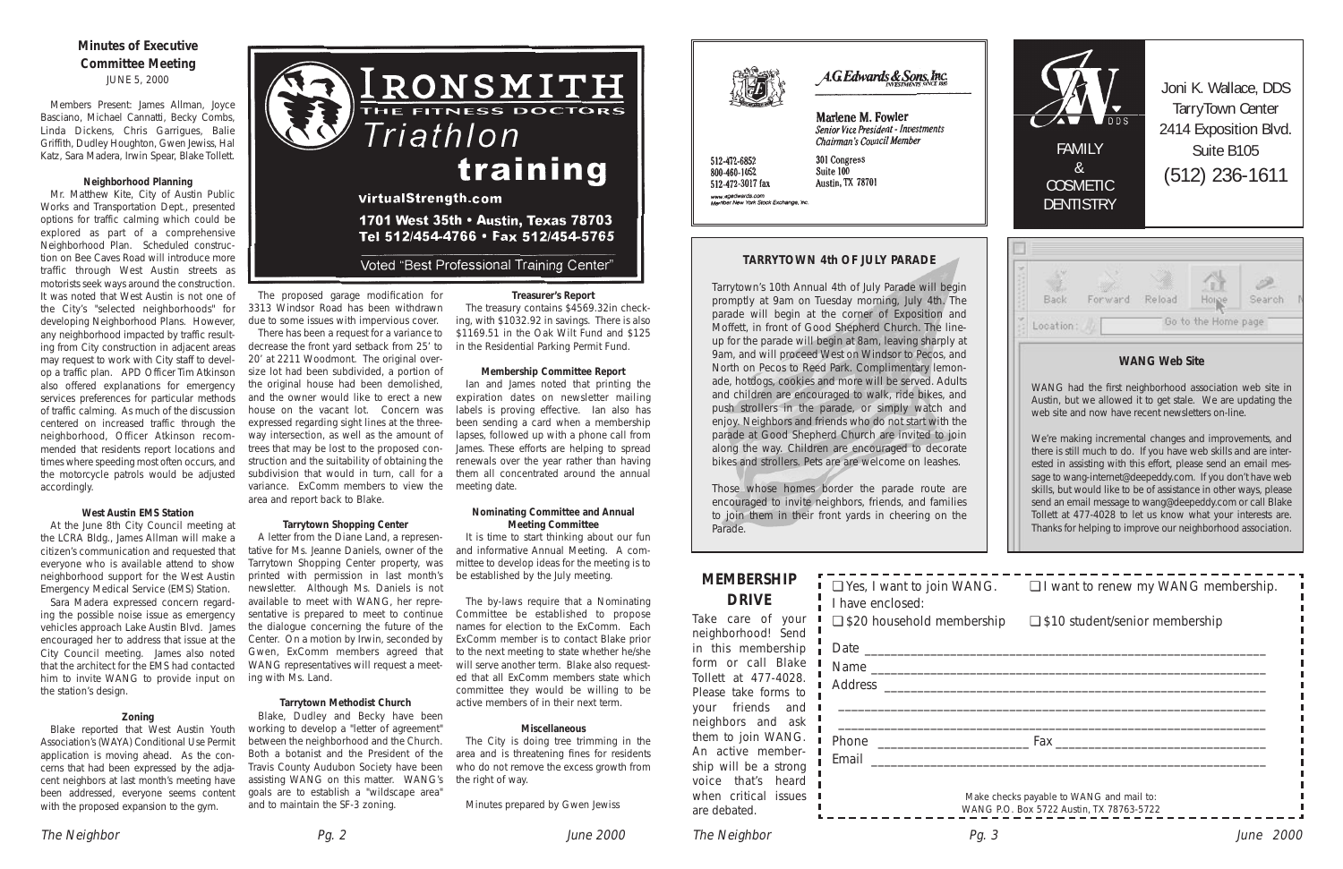## Minutes of Executive Committee Meeting

JUNE 5, 2000

Members Present: James Allman, Joyce Basciano, Michael Cannatti, Becky Combs, Linda Dickens, Chris Garrigues, Balie Griffith, Dudley Houghton, Gwen Jewiss, Hal Katz, Sara Madera, Irwin Spear, Blake Tollett.

### Neighborhood Planning

Mr. Matthew Kite, City of Austin Public Works and Transportation Dept., presented options for traffic calming which could be explored as part of a comprehensive Neighborhood Plan. Scheduled construction on Bee Caves Road will introduce more traffic through West Austin streets as motorists seek ways around the construction. It was noted that West Austin is not one of the City's "selected neighborhoods" for developing Neighborhood Plans. However, any neighborhood impacted by traffic resulting from City construction in adjacent areas may request to work with City staff to develop a traffic plan. APD Officer Tim Atkinson also offered explanations for emergency services preferences for particular methods of traffic calming. As much of the discussion centered on increased traffic through the neighborhood, Officer Atkinson recommended that residents report locations and times where speeding most often occurs, and the motorcycle patrols would be adjusted accordingly.

### West Austin EMS Station

At the June 8th City Council meeting at the LCRA Bldg., James Allman will make a citizen's communication and requested that everyone who is available attend to show neighborhood support for the West Austin Emergency Medical Service (EMS) Station.

Sara Madera expressed concern regarding the possible noise issue as emergency vehicles approach Lake Austin Blvd. James encouraged her to address that issue at the City Council meeting. James also noted that the architect for the EMS had contacted him to invite WANG to provide input on the station's design.

### Zoning

Blake reported that West Austin Youth Association's (WAYA) Conditional Use Permit application is moving ahead. As the concerns that had been expressed by the adjacent neighbors at last month's meeting have been addressed, everyone seems content with the proposed expansion to the gym.

The proposed garage modification for 3313 Windsor Road has been withdrawn due to some issues with impervious cover.

There has been a request for a variance to decrease the front yard setback from 25' to 20' at 2211 Woodmont. The original oversize lot had been subdivided, a portion of the original house had been demolished, and the owner would like to erect a new house on the vacant lot. Concern was expressed regarding sight lines at the three-way intersection, as well as the amount of trees that may be lost to the proposed construction and the suitability of obtaining the subdivision that would in turn, call for a variance. ExComm members to view the area and report back to Blake.

### Tarrytown Shopping Center

A letter from the Diane Land, a representative for Ms. Jeanne Daniels, owner of the Tarrytown Shopping Center property, was printed with permission in last month's newsletter. Although Ms. Daniels is not available to meet with WANG, her representative is prepared to meet to continue the dialogue concerning the future of the Center. On a motion by Irwin, seconded by Gwen, ExComm members agreed that WANG representatives will request a meeting with Ms. Land.

### Tarrytown Methodist Church

Blake, Dudley and Becky have been working to develop a "letter of agreement" between the neighborhood and the Church. Both a botanist and the President of the Travis County Audubon Society have been assisting WANG on this matter. WANG's goals are to establish a "wildscape area" and to maintain the SF-3 zoning.

### Treasurer's Report

The treasury contains $4569.32in checking, with $1032.92 in savings. There is also $1169.51 in the Oak Wilt Fund and $125 in the Residential Parking Permit Fund.

### Membership Committee Report

Ian and James noted that printing the expiration dates on newsletter mailing labels is proving effective. Ian also has been sending a card when a membership lapses, followed up with a phone call from James. These efforts are helping to spread renewals over the year rather than having them all concentrated around the annual meeting date.

### Nominating Committee and Annual Meeting Committee

It is time to start thinking about our fun and informative Annual Meeting. A committee to develop ideas for the meeting is to be established by the July meeting.

The by-laws require that a Nominating Committee be established to propose names for election to the ExComm. Each ExComm member is to contact Blake prior to the next meeting to state whether he/she will serve another term. Blake also requested that all ExComm members state which committee they would be willing to be active members of in their next term.

### Miscellaneous

The City is doing tree trimming in the area and is threatening fines for residents who do not remove the excess growth from the right of way.

*Minutes prepared by Gwen Jewiss*

---

IRONSMITH
THE FITNESS DOCTORS
*Triathlon*
**training**

virtualStrength.com

**1701 West 35th • Austin, Texas 78703**
**Tel 512/454-4766 • Fax 512/454-5765**

Voted "Best Professional Training Center"

---

*A.G.Edwards & Sons, Inc.*
INVESTMENTS SINCE 1887

Marlene M. Fowler
*Senior Vice President - Investments*
*Chairman's Council Member*

512-472-6852
800-460-1052
512-472-3017 fax

301 Congress
Suite 100
Austin, TX 78701

www.agedwards.com
Member New York Stock Exchange, Inc.

---

FAMILY & COSMETIC DENTISTRY

Joni K. Wallace, DDS
TarryTown Center
2414 Exposition Blvd.
Suite B105
(512) 236-1611

---

## TARRYTOWN 4th OF JULY PARADE

Tarrytown's 10th Annual 4th of July Parade will begin promptly at 9am on Tuesday morning, July 4th. The parade will begin at the corner of Exposition and Moffett, in front of Good Shepherd Church. The line-up for the parade will begin at 8am, leaving sharply at 9am, and will proceed West on Windsor to Pecos, and North on Pecos to Reed Park. Complimentary lemonade, hotdogs, cookies and more will be served. Adults and children are encouraged to walk, ride bikes, and push strollers in the parade, or simply watch and enjoy. Neighbors and friends who do not start with the parade at Good Shepherd Church are invited to join along the way. Children are encouraged to decorate bikes and strollers. Pets are are welcome on leashes.

Those whose homes border the parade route are encouraged to invite neighbors, friends, and families to join them in their front yards in cheering on the Parade.

---

## WANG Web Site

WANG had the first neighborhood association web site in Austin, but we allowed it to get stale. We are updating the web site and now have recent newsletters on-line.

We're making incremental changes and improvements, and there is still much to do. If you have web skills and are interested in assisting with this effort, please send an email message to wang-internet@deepeddy.com. If you don't have web skills, but would like to be of assistance in other ways, please send an email message to wang@deepeddy.com or call Blake Tollett at 477-4028 to let us know what your interests are. Thanks for helping to improve our neighborhood association.

---

## MEMBERSHIP DRIVE

Take care of your neighborhood! Send in this membership form or call Blake Tollett at 477-4028. Please take forms to your friends and neighbors and ask them to join WANG. An active membership will be a strong voice that's heard when critical issues are debated.

❑ Yes, I want to join WANG. ❑ I want to renew my WANG membership.
I have enclosed:
❑ $20 household membership ❑ $10 student/senior membership

Date ____________________

Name ____________________

Address ____________________

____________________

Phone ____________ Fax ____________

Email ____________________

Make checks payable to WANG and mail to:
WANG P.O. Box 5722 Austin, TX 78763-5722